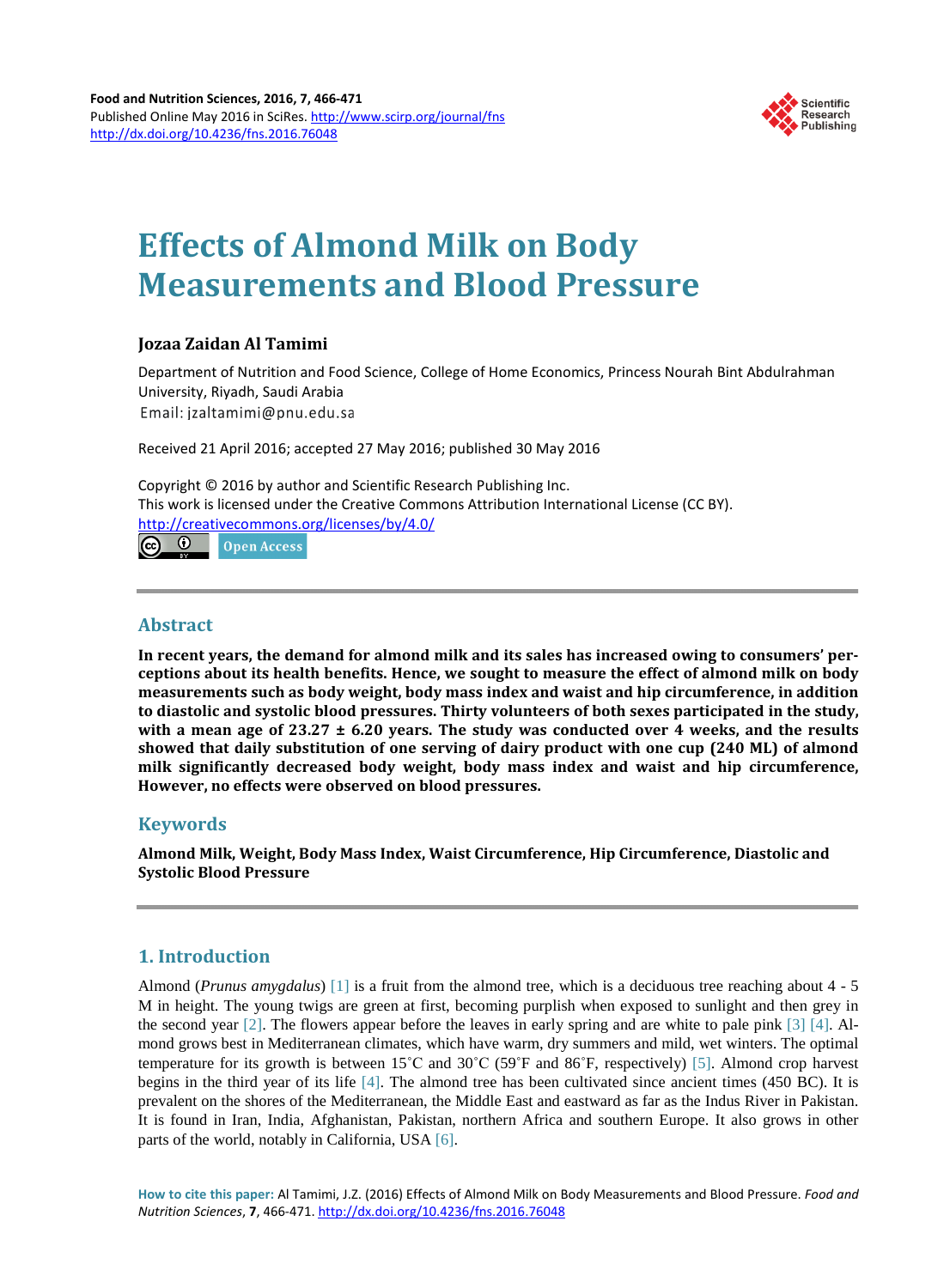Food and Nutrition Sciences, 2016, 7, 466-471

Published Online May 2016 in SciRes. http://www.scirp.org/journal/fns

http://dx.doi.org/10.4236/fns.2016.76048

# Effects of Almond Milk on Body Measurements and Blood Pressure

**Jozaa Zaidan Al Tamimi**

Department of Nutrition and Food Science, College of Home Economics, Princess Nourah Bint Abdulrahman University, Riyadh, Saudi Arabia

Email: jzaltamimi@pnu.edu.sa

Received 21 April 2016; accepted 27 May 2016; published 30 May 2016

Copyright © 2016 by author and Scientific Research Publishing Inc.

This work is licensed under the Creative Commons Attribution International License (CC BY).

http://creativecommons.org/licenses/by/4.0/

Open Access

## Abstract

**In recent years, the demand for almond milk and its sales has increased owing to consumers' perceptions about its health benefits. Hence, we sought to measure the effect of almond milk on body measurements such as body weight, body mass index and waist and hip circumference, in addition to diastolic and systolic blood pressures. Thirty volunteers of both sexes participated in the study, with a mean age of 23.27 ± 6.20 years. The study was conducted over 4 weeks, and the results showed that daily substitution of one serving of dairy product with one cup (240 ML) of almond milk significantly decreased body weight, body mass index and waist and hip circumference, However, no effects were observed on blood pressures.**

## Keywords

**Almond Milk, Weight, Body Mass Index, Waist Circumference, Hip Circumference, Diastolic and Systolic Blood Pressure**

## 1. Introduction

Almond (*Prunus amygdalus*) [1] is a fruit from the almond tree, which is a deciduous tree reaching about 4 - 5 M in height. The young twigs are green at first, becoming purplish when exposed to sunlight and then grey in the second year [2]. The flowers appear before the leaves in early spring and are white to pale pink [3] [4]. Almond grows best in Mediterranean climates, which have warm, dry summers and mild, wet winters. The optimal temperature for its growth is between 15˚C and 30˚C (59˚F and 86˚F, respectively) [5]. Almond crop harvest begins in the third year of its life [4]. The almond tree has been cultivated since ancient times (450 BC). It is prevalent on the shores of the Mediterranean, the Middle East and eastward as far as the Indus River in Pakistan. It is found in Iran, India, Afghanistan, Pakistan, northern Africa and southern Europe. It also grows in other parts of the world, notably in California, USA [6].

**How to cite this paper:** Al Tamimi, J.Z. (2016) Effects of Almond Milk on Body Measurements and Blood Pressure. *Food and Nutrition Sciences*, **7**, 466-471. http://dx.doi.org/10.4236/fns.2016.76048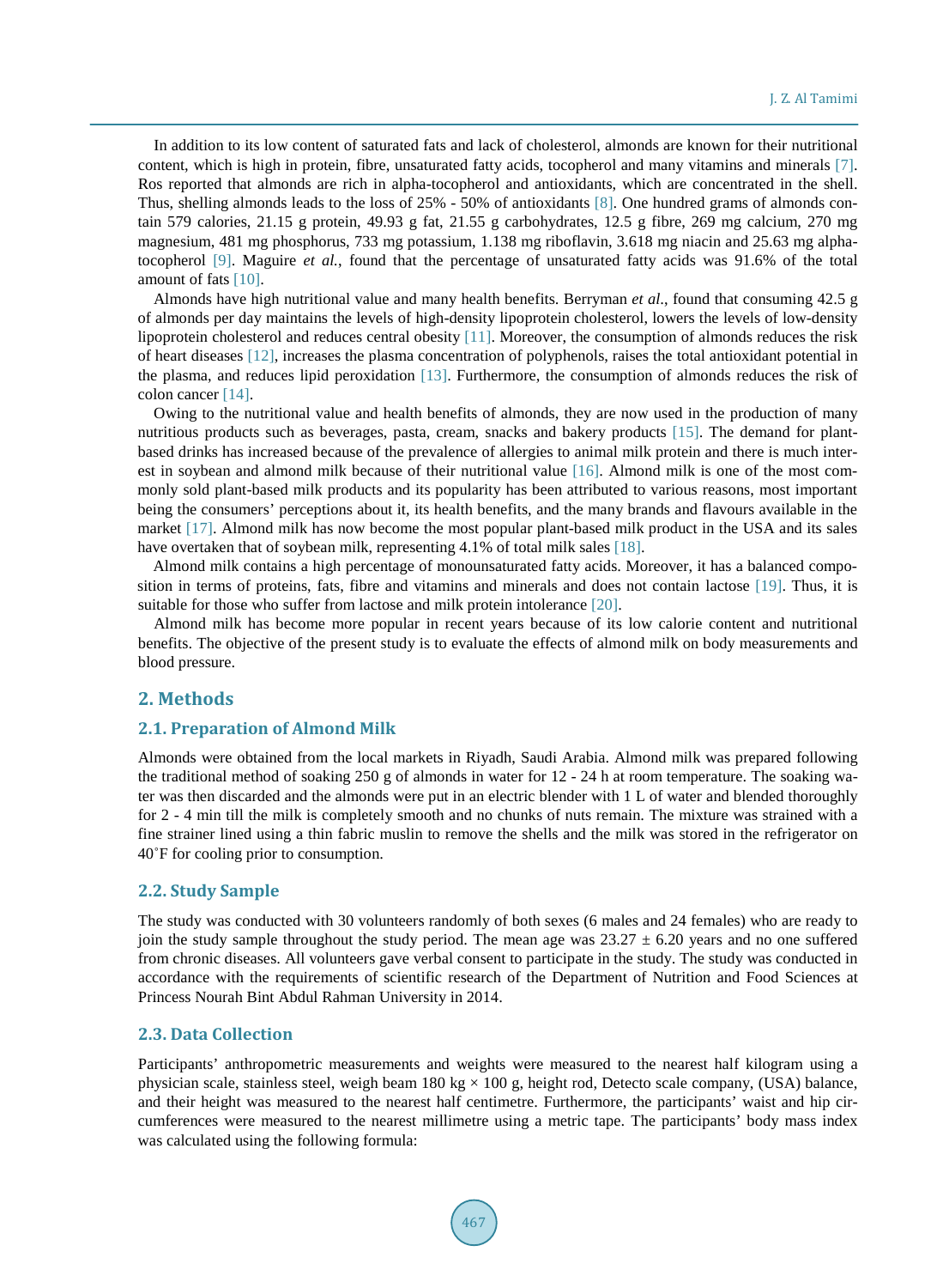In addition to its low content of saturated fats and lack of cholesterol, almonds are known for their nutritional content, which is high in protein, fibre, unsaturated fatty acids, tocopherol and many vitamins and minerals [7]. Ros reported that almonds are rich in alpha-tocopherol and antioxidants, which are concentrated in the shell. Thus, shelling almonds leads to the loss of 25% - 50% of antioxidants [8]. One hundred grams of almonds contain 579 calories, 21.15 g protein, 49.93 g fat, 21.55 g carbohydrates, 12.5 g fibre, 269 mg calcium, 270 mg magnesium, 481 mg phosphorus, 733 mg potassium, 1.138 mg riboflavin, 3.618 mg niacin and 25.63 mg alpha-tocopherol [9]. Maguire *et al.*, found that the percentage of unsaturated fatty acids was 91.6% of the total amount of fats [10].

Almonds have high nutritional value and many health benefits. Berryman *et al*., found that consuming 42.5 g of almonds per day maintains the levels of high-density lipoprotein cholesterol, lowers the levels of low-density lipoprotein cholesterol and reduces central obesity [11]. Moreover, the consumption of almonds reduces the risk of heart diseases [12], increases the plasma concentration of polyphenols, raises the total antioxidant potential in the plasma, and reduces lipid peroxidation [13]. Furthermore, the consumption of almonds reduces the risk of colon cancer [14].

Owing to the nutritional value and health benefits of almonds, they are now used in the production of many nutritious products such as beverages, pasta, cream, snacks and bakery products [15]. The demand for plant-based drinks has increased because of the prevalence of allergies to animal milk protein and there is much interest in soybean and almond milk because of their nutritional value [16]. Almond milk is one of the most commonly sold plant-based milk products and its popularity has been attributed to various reasons, most important being the consumers' perceptions about it, its health benefits, and the many brands and flavours available in the market [17]. Almond milk has now become the most popular plant-based milk product in the USA and its sales have overtaken that of soybean milk, representing 4.1% of total milk sales [18].

Almond milk contains a high percentage of monounsaturated fatty acids. Moreover, it has a balanced composition in terms of proteins, fats, fibre and vitamins and minerals and does not contain lactose [19]. Thus, it is suitable for those who suffer from lactose and milk protein intolerance [20].

Almond milk has become more popular in recent years because of its low calorie content and nutritional benefits. The objective of the present study is to evaluate the effects of almond milk on body measurements and blood pressure.

## 2. Methods

### 2.1. Preparation of Almond Milk

Almonds were obtained from the local markets in Riyadh, Saudi Arabia. Almond milk was prepared following the traditional method of soaking 250 g of almonds in water for 12 - 24 h at room temperature. The soaking water was then discarded and the almonds were put in an electric blender with 1 L of water and blended thoroughly for 2 - 4 min till the milk is completely smooth and no chunks of nuts remain. The mixture was strained with a fine strainer lined using a thin fabric muslin to remove the shells and the milk was stored in the refrigerator on 40˚F for cooling prior to consumption.

### 2.2. Study Sample

The study was conducted with 30 volunteers randomly of both sexes (6 males and 24 females) who are ready to join the study sample throughout the study period. The mean age was 23.27 ± 6.20 years and no one suffered from chronic diseases. All volunteers gave verbal consent to participate in the study. The study was conducted in accordance with the requirements of scientific research of the Department of Nutrition and Food Sciences at Princess Nourah Bint Abdul Rahman University in 2014.

### 2.3. Data Collection

Participants' anthropometric measurements and weights were measured to the nearest half kilogram using a physician scale, stainless steel, weigh beam 180 kg × 100 g, height rod, Detecto scale company, (USA) balance, and their height was measured to the nearest half centimetre. Furthermore, the participants' waist and hip circumferences were measured to the nearest millimetre using a metric tape. The participants' body mass index was calculated using the following formula: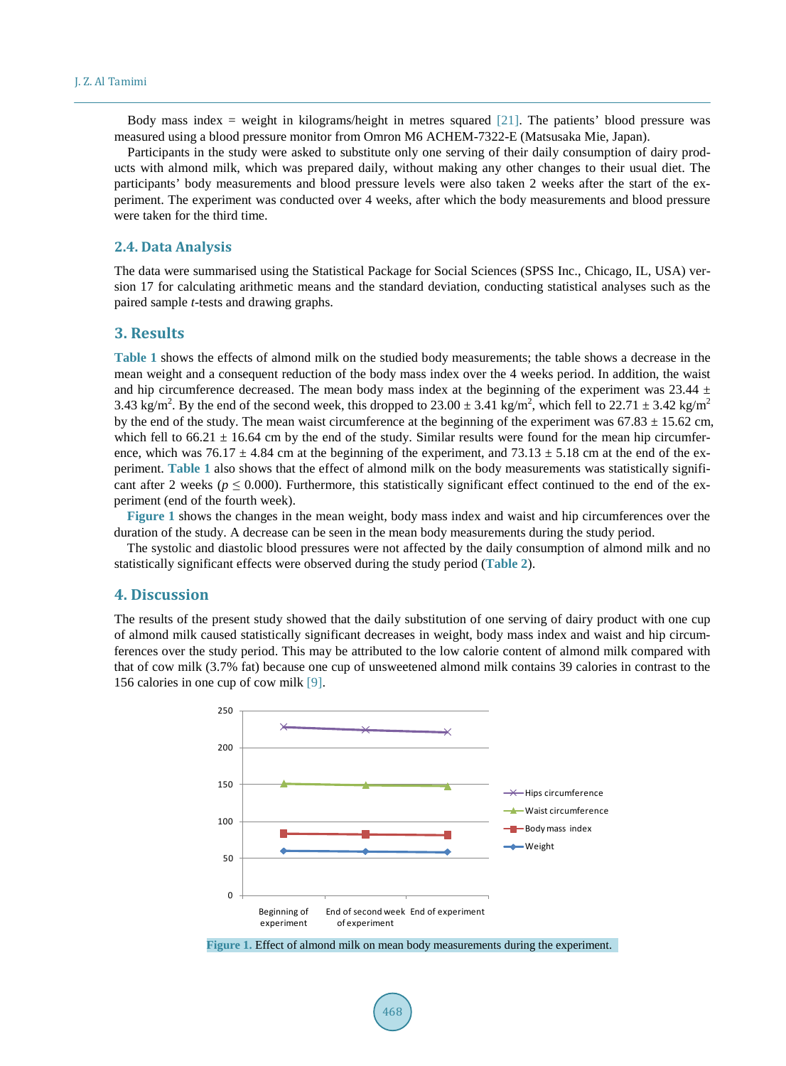Body mass index = weight in kilograms/height in metres squared [21]. The patients' blood pressure was measured using a blood pressure monitor from Omron M6 ACHEM-7322-E (Matsusaka Mie, Japan).

Participants in the study were asked to substitute only one serving of their daily consumption of dairy products with almond milk, which was prepared daily, without making any other changes to their usual diet. The participants' body measurements and blood pressure levels were also taken 2 weeks after the start of the experiment. The experiment was conducted over 4 weeks, after which the body measurements and blood pressure were taken for the third time.

### 2.4. Data Analysis

The data were summarised using the Statistical Package for Social Sciences (SPSS Inc., Chicago, IL, USA) version 17 for calculating arithmetic means and the standard deviation, conducting statistical analyses such as the paired sample *t*-tests and drawing graphs.

## 3. Results

**Table 1** shows the effects of almond milk on the studied body measurements; the table shows a decrease in the mean weight and a consequent reduction of the body mass index over the 4 weeks period. In addition, the waist and hip circumference decreased. The mean body mass index at the beginning of the experiment was 23.44 ± 3.43 kg/m$^2$. By the end of the second week, this dropped to 23.00 ± 3.41 kg/m$^2$, which fell to 22.71 ± 3.42 kg/m$^2$ by the end of the study. The mean waist circumference at the beginning of the experiment was 67.83 ± 15.62 cm, which fell to 66.21 ± 16.64 cm by the end of the study. Similar results were found for the mean hip circumference, which was 76.17 ± 4.84 cm at the beginning of the experiment, and 73.13 ± 5.18 cm at the end of the experiment. **Table 1** also shows that the effect of almond milk on the body measurements was statistically significant after 2 weeks ($p \leq 0.000$). Furthermore, this statistically significant effect continued to the end of the experiment (end of the fourth week).

**Figure 1** shows the changes in the mean weight, body mass index and waist and hip circumferences over the duration of the study. A decrease can be seen in the mean body measurements during the study period.

The systolic and diastolic blood pressures were not affected by the daily consumption of almond milk and no statistically significant effects were observed during the study period (**Table 2**).

## 4. Discussion

The results of the present study showed that the daily substitution of one serving of dairy product with one cup of almond milk caused statistically significant decreases in weight, body mass index and waist and hip circumferences over the study period. This may be attributed to the low calorie content of almond milk compared with that of cow milk (3.7% fat) because one cup of unsweetened almond milk contains 39 calories in contrast to the 156 calories in one cup of cow milk [9].

**Figure 1.** Effect of almond milk on mean body measurements during the experiment.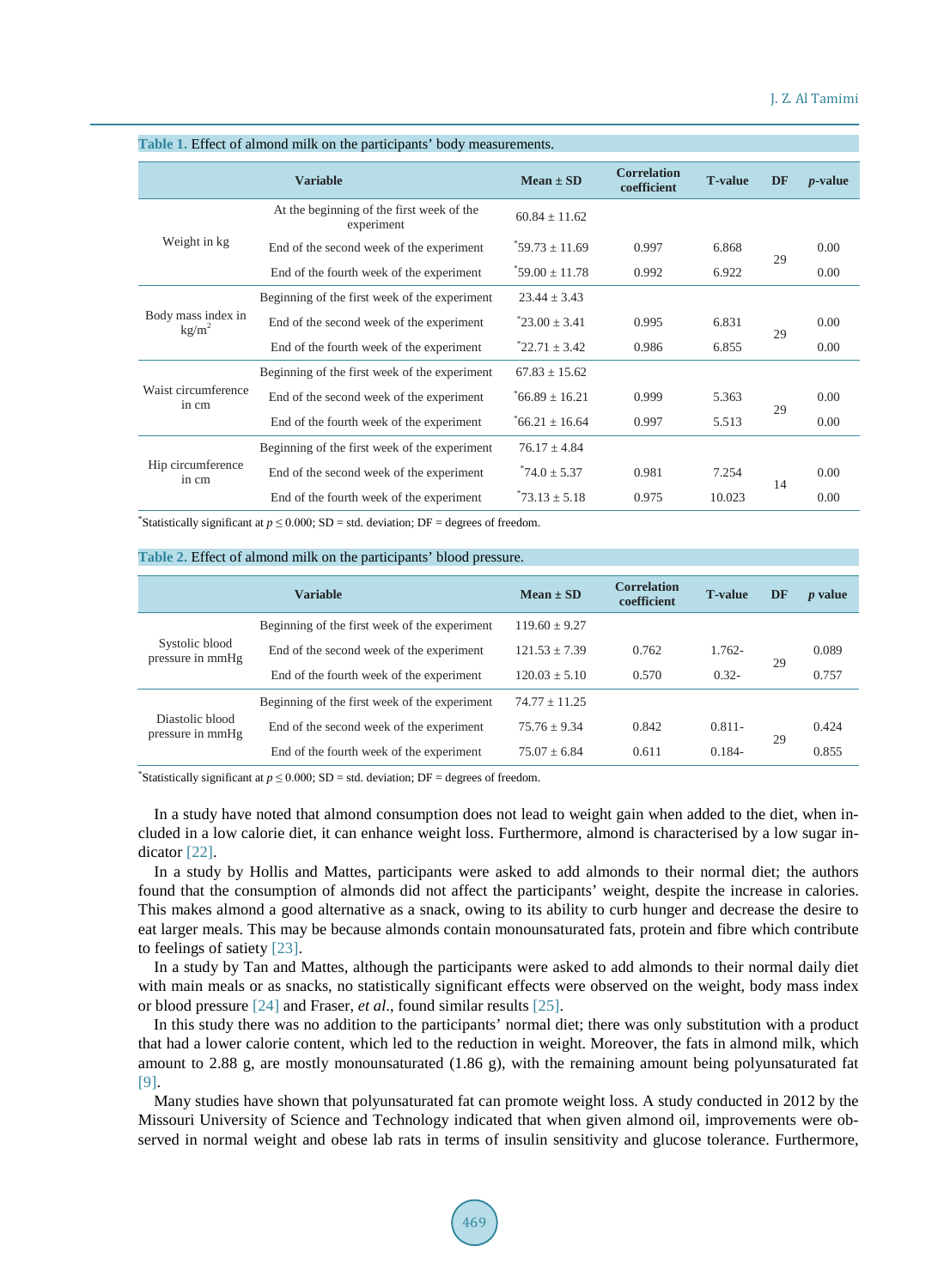Table 1. Effect of almond milk on the participants' body measurements.

| Variable | | Mean ± SD | Correlation coefficient | T-value | DF | *p*-value |
|---|---|---|---|---|---|---|
| Weight in kg | At the beginning of the first week of the experiment | 60.84 ± 11.62 | | | | |
| | End of the second week of the experiment | *59.73 ± 11.69 | 0.997 | 6.868 | 29 | 0.00 |
| | End of the fourth week of the experiment | *59.00 ± 11.78 | 0.992 | 6.922 | | 0.00 |
| Body mass index in kg/m$^2$ | Beginning of the first week of the experiment | 23.44 ± 3.43 | | | | |
| | End of the second week of the experiment | *23.00 ± 3.41 | 0.995 | 6.831 | 29 | 0.00 |
| | End of the fourth week of the experiment | *22.71 ± 3.42 | 0.986 | 6.855 | | 0.00 |
| Waist circumference in cm | Beginning of the first week of the experiment | 67.83 ± 15.62 | | | | |
| | End of the second week of the experiment | *66.89 ± 16.21 | 0.999 | 5.363 | 29 | 0.00 |
| | End of the fourth week of the experiment | *66.21 ± 16.64 | 0.997 | 5.513 | | 0.00 |
| Hip circumference in cm | Beginning of the first week of the experiment | 76.17 ± 4.84 | | | | |
| | End of the second week of the experiment | *74.0 ± 5.37 | 0.981 | 7.254 | 14 | 0.00 |
| | End of the fourth week of the experiment | *73.13 ± 5.18 | 0.975 | 10.023 | | 0.00 |

*Statistically significant at $p \leq 0.000$; SD = std. deviation; DF = degrees of freedom.

Table 2. Effect of almond milk on the participants' blood pressure.

| Variable | | Mean ± SD | Correlation coefficient | T-value | DF | *p* value |
|---|---|---|---|---|---|---|
| Systolic blood pressure in mmHg | Beginning of the first week of the experiment | 119.60 ± 9.27 | | | | |
| | End of the second week of the experiment | 121.53 ± 7.39 | 0.762 | 1.762- | 29 | 0.089 |
| | End of the fourth week of the experiment | 120.03 ± 5.10 | 0.570 | 0.32- | | 0.757 |
| Diastolic blood pressure in mmHg | Beginning of the first week of the experiment | 74.77 ± 11.25 | | | | |
| | End of the second week of the experiment | 75.76 ± 9.34 | 0.842 | 0.811- | 29 | 0.424 |
| | End of the fourth week of the experiment | 75.07 ± 6.84 | 0.611 | 0.184- | | 0.855 |

*Statistically significant at $p \leq 0.000$; SD = std. deviation; DF = degrees of freedom.

In a study have noted that almond consumption does not lead to weight gain when added to the diet, when included in a low calorie diet, it can enhance weight loss. Furthermore, almond is characterised by a low sugar indicator [22].

In a study by Hollis and Mattes, participants were asked to add almonds to their normal diet; the authors found that the consumption of almonds did not affect the participants' weight, despite the increase in calories. This makes almond a good alternative as a snack, owing to its ability to curb hunger and decrease the desire to eat larger meals. This may be because almonds contain monounsaturated fats, protein and fibre which contribute to feelings of satiety [23].

In a study by Tan and Mattes, although the participants were asked to add almonds to their normal daily diet with main meals or as snacks, no statistically significant effects were observed on the weight, body mass index or blood pressure [24] and Fraser, *et al*., found similar results [25].

In this study there was no addition to the participants' normal diet; there was only substitution with a product that had a lower calorie content, which led to the reduction in weight. Moreover, the fats in almond milk, which amount to 2.88 g, are mostly monounsaturated (1.86 g), with the remaining amount being polyunsaturated fat [9].

Many studies have shown that polyunsaturated fat can promote weight loss. A study conducted in 2012 by the Missouri University of Science and Technology indicated that when given almond oil, improvements were observed in normal weight and obese lab rats in terms of insulin sensitivity and glucose tolerance. Furthermore,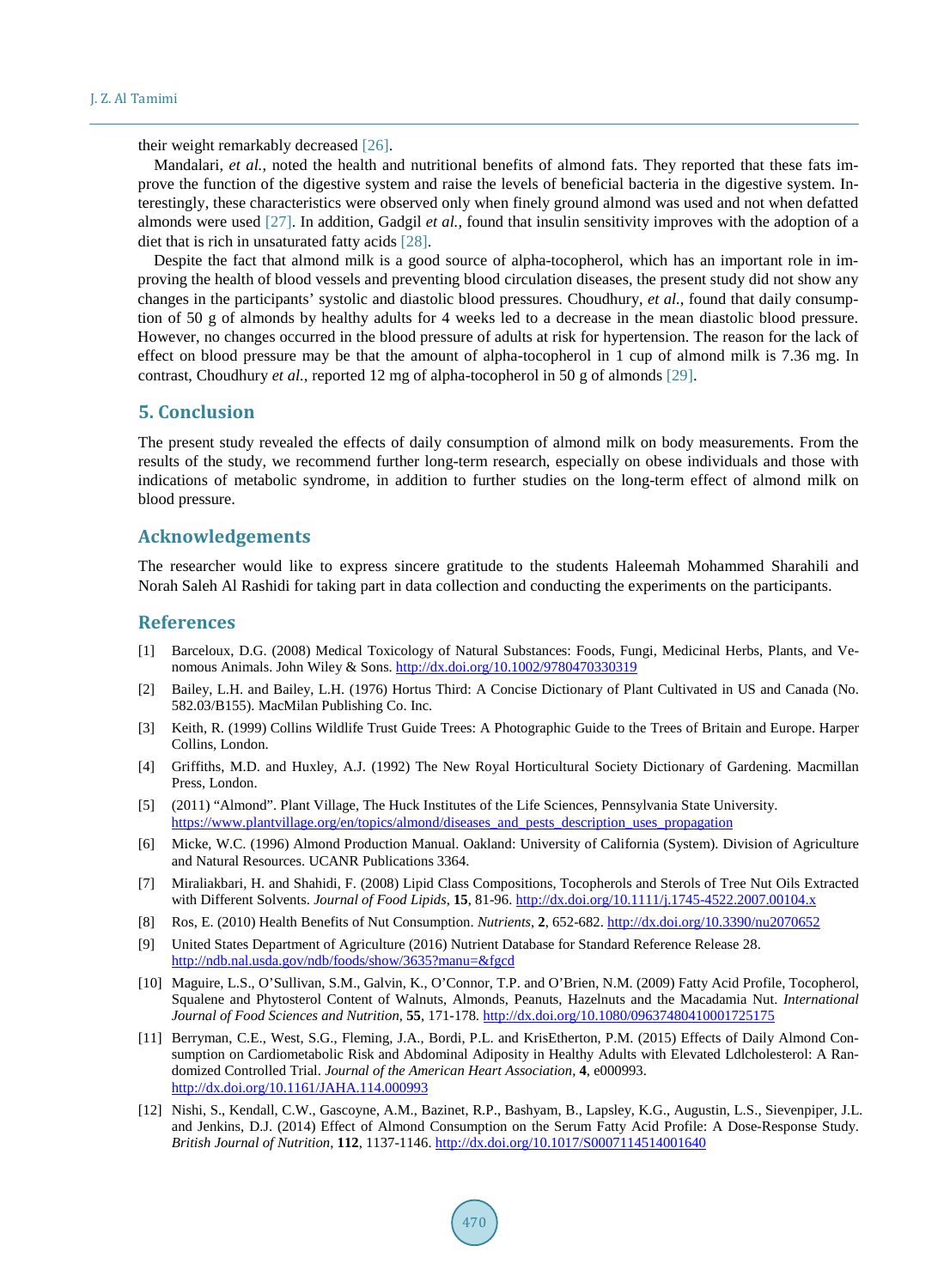their weight remarkably decreased [26].

Mandalari, *et al.*, noted the health and nutritional benefits of almond fats. They reported that these fats improve the function of the digestive system and raise the levels of beneficial bacteria in the digestive system. Interestingly, these characteristics were observed only when finely ground almond was used and not when defatted almonds were used [27]. In addition, Gadgil *et al.*, found that insulin sensitivity improves with the adoption of a diet that is rich in unsaturated fatty acids [28].

Despite the fact that almond milk is a good source of alpha-tocopherol, which has an important role in improving the health of blood vessels and preventing blood circulation diseases, the present study did not show any changes in the participants' systolic and diastolic blood pressures. Choudhury, *et al.*, found that daily consumption of 50 g of almonds by healthy adults for 4 weeks led to a decrease in the mean diastolic blood pressure. However, no changes occurred in the blood pressure of adults at risk for hypertension. The reason for the lack of effect on blood pressure may be that the amount of alpha-tocopherol in 1 cup of almond milk is 7.36 mg. In contrast, Choudhury *et al.*, reported 12 mg of alpha-tocopherol in 50 g of almonds [29].

## 5. Conclusion

The present study revealed the effects of daily consumption of almond milk on body measurements. From the results of the study, we recommend further long-term research, especially on obese individuals and those with indications of metabolic syndrome, in addition to further studies on the long-term effect of almond milk on blood pressure.

## Acknowledgements

The researcher would like to express sincere gratitude to the students Haleemah Mohammed Sharahili and Norah Saleh Al Rashidi for taking part in data collection and conducting the experiments on the participants.

## References

[1] Barceloux, D.G. (2008) Medical Toxicology of Natural Substances: Foods, Fungi, Medicinal Herbs, Plants, and Venomous Animals. John Wiley & Sons. http://dx.doi.org/10.1002/9780470330319

[2] Bailey, L.H. and Bailey, L.H. (1976) Hortus Third: A Concise Dictionary of Plant Cultivated in US and Canada (No. 582.03/B155). MacMilan Publishing Co. Inc.

[3] Keith, R. (1999) Collins Wildlife Trust Guide Trees: A Photographic Guide to the Trees of Britain and Europe. Harper Collins, London.

[4] Griffiths, M.D. and Huxley, A.J. (1992) The New Royal Horticultural Society Dictionary of Gardening. Macmillan Press, London.

[5] (2011) "Almond". Plant Village, The Huck Institutes of the Life Sciences, Pennsylvania State University. https://www.plantvillage.org/en/topics/almond/diseases_and_pests_description_uses_propagation

[6] Micke, W.C. (1996) Almond Production Manual. Oakland: University of California (System). Division of Agriculture and Natural Resources. UCANR Publications 3364.

[7] Miraliakbari, H. and Shahidi, F. (2008) Lipid Class Compositions, Tocopherols and Sterols of Tree Nut Oils Extracted with Different Solvents. *Journal of Food Lipids*, **15**, 81-96. http://dx.doi.org/10.1111/j.1745-4522.2007.00104.x

[8] Ros, E. (2010) Health Benefits of Nut Consumption. *Nutrients*, **2**, 652-682. http://dx.doi.org/10.3390/nu2070652

[9] United States Department of Agriculture (2016) Nutrient Database for Standard Reference Release 28. http://ndb.nal.usda.gov/ndb/foods/show/3635?manu=&fgcd

[10] Maguire, L.S., O'Sullivan, S.M., Galvin, K., O'Connor, T.P. and O'Brien, N.M. (2009) Fatty Acid Profile, Tocopherol, Squalene and Phytosterol Content of Walnuts, Almonds, Peanuts, Hazelnuts and the Macadamia Nut. *International Journal of Food Sciences and Nutrition*, **55**, 171-178. http://dx.doi.org/10.1080/09637480410001725175

[11] Berryman, C.E., West, S.G., Fleming, J.A., Bordi, P.L. and KrisEtherton, P.M. (2015) Effects of Daily Almond Consumption on Cardiometabolic Risk and Abdominal Adiposity in Healthy Adults with Elevated Ldlcholesterol: A Randomized Controlled Trial. *Journal of the American Heart Association*, **4**, e000993. http://dx.doi.org/10.1161/JAHA.114.000993

[12] Nishi, S., Kendall, C.W., Gascoyne, A.M., Bazinet, R.P., Bashyam, B., Lapsley, K.G., Augustin, L.S., Sievenpiper, J.L. and Jenkins, D.J. (2014) Effect of Almond Consumption on the Serum Fatty Acid Profile: A Dose-Response Study. *British Journal of Nutrition*, **112**, 1137-1146. http://dx.doi.org/10.1017/S0007114514001640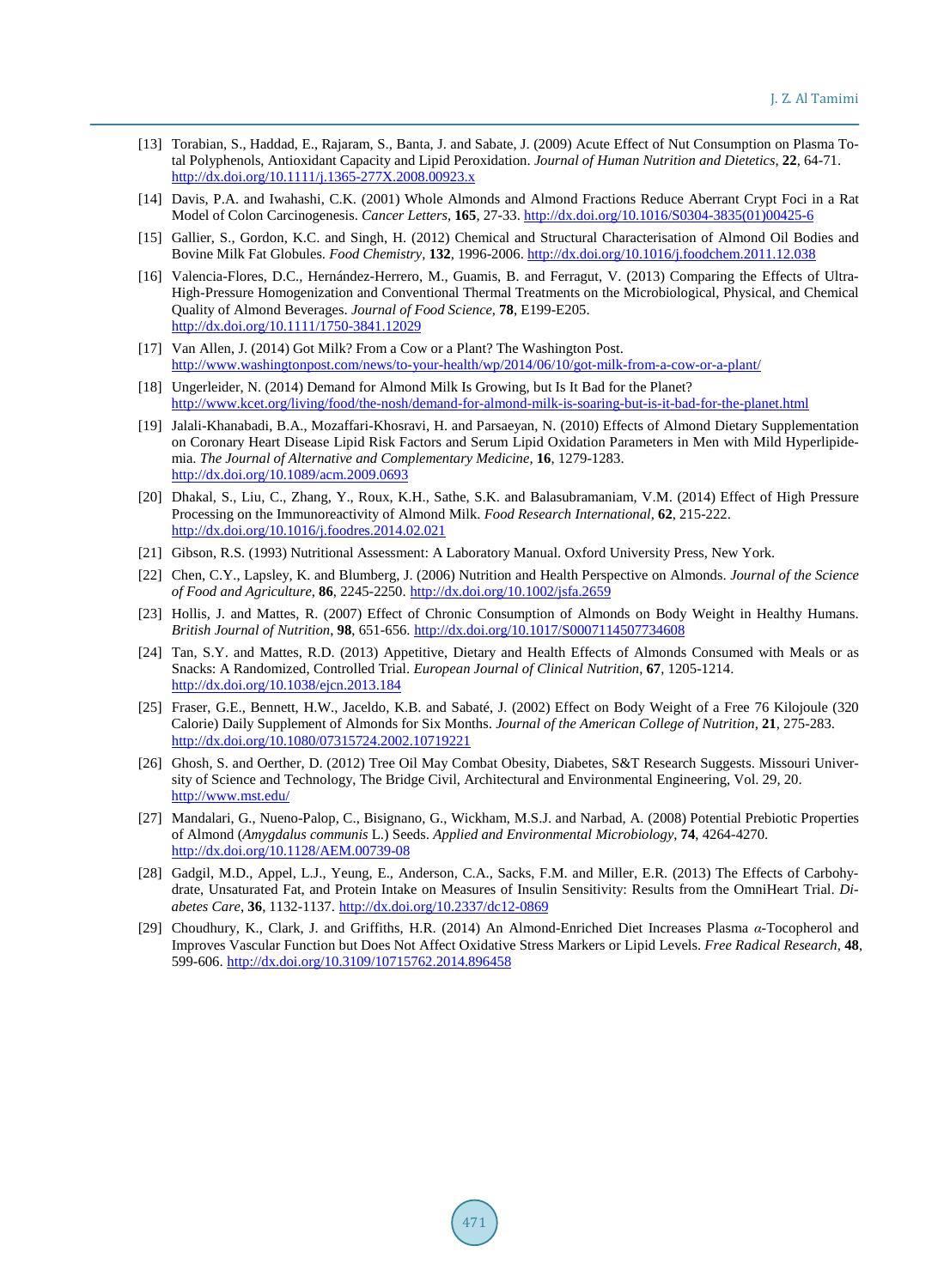[13] Torabian, S., Haddad, E., Rajaram, S., Banta, J. and Sabate, J. (2009) Acute Effect of Nut Consumption on Plasma Total Polyphenols, Antioxidant Capacity and Lipid Peroxidation. *Journal of Human Nutrition and Dietetics*, **22**, 64-71. http://dx.doi.org/10.1111/j.1365-277X.2008.00923.x

[14] Davis, P.A. and Iwahashi, C.K. (2001) Whole Almonds and Almond Fractions Reduce Aberrant Crypt Foci in a Rat Model of Colon Carcinogenesis. *Cancer Letters*, **165**, 27-33. http://dx.doi.org/10.1016/S0304-3835(01)00425-6

[15] Gallier, S., Gordon, K.C. and Singh, H. (2012) Chemical and Structural Characterisation of Almond Oil Bodies and Bovine Milk Fat Globules. *Food Chemistry*, **132**, 1996-2006. http://dx.doi.org/10.1016/j.foodchem.2011.12.038

[16] Valencia-Flores, D.C., Hernández-Herrero, M., Guamis, B. and Ferragut, V. (2013) Comparing the Effects of Ultra-High-Pressure Homogenization and Conventional Thermal Treatments on the Microbiological, Physical, and Chemical Quality of Almond Beverages. *Journal of Food Science*, **78**, E199-E205. http://dx.doi.org/10.1111/1750-3841.12029

[17] Van Allen, J. (2014) Got Milk? From a Cow or a Plant? The Washington Post. http://www.washingtonpost.com/news/to-your-health/wp/2014/06/10/got-milk-from-a-cow-or-a-plant/

[18] Ungerleider, N. (2014) Demand for Almond Milk Is Growing, but Is It Bad for the Planet? http://www.kcet.org/living/food/the-nosh/demand-for-almond-milk-is-soaring-but-is-it-bad-for-the-planet.html

[19] Jalali-Khanabadi, B.A., Mozaffari-Khosravi, H. and Parsaeyan, N. (2010) Effects of Almond Dietary Supplementation on Coronary Heart Disease Lipid Risk Factors and Serum Lipid Oxidation Parameters in Men with Mild Hyperlipidemia. *The Journal of Alternative and Complementary Medicine*, **16**, 1279-1283. http://dx.doi.org/10.1089/acm.2009.0693

[20] Dhakal, S., Liu, C., Zhang, Y., Roux, K.H., Sathe, S.K. and Balasubramaniam, V.M. (2014) Effect of High Pressure Processing on the Immunoreactivity of Almond Milk. *Food Research International*, **62**, 215-222. http://dx.doi.org/10.1016/j.foodres.2014.02.021

[21] Gibson, R.S. (1993) Nutritional Assessment: A Laboratory Manual. Oxford University Press, New York.

[22] Chen, C.Y., Lapsley, K. and Blumberg, J. (2006) Nutrition and Health Perspective on Almonds. *Journal of the Science of Food and Agriculture*, **86**, 2245-2250. http://dx.doi.org/10.1002/jsfa.2659

[23] Hollis, J. and Mattes, R. (2007) Effect of Chronic Consumption of Almonds on Body Weight in Healthy Humans. *British Journal of Nutrition*, **98**, 651-656. http://dx.doi.org/10.1017/S0007114507734608

[24] Tan, S.Y. and Mattes, R.D. (2013) Appetitive, Dietary and Health Effects of Almonds Consumed with Meals or as Snacks: A Randomized, Controlled Trial. *European Journal of Clinical Nutrition*, **67**, 1205-1214. http://dx.doi.org/10.1038/ejcn.2013.184

[25] Fraser, G.E., Bennett, H.W., Jaceldo, K.B. and Sabaté, J. (2002) Effect on Body Weight of a Free 76 Kilojoule (320 Calorie) Daily Supplement of Almonds for Six Months. *Journal of the American College of Nutrition*, **21**, 275-283. http://dx.doi.org/10.1080/07315724.2002.10719221

[26] Ghosh, S. and Oerther, D. (2012) Tree Oil May Combat Obesity, Diabetes, S&T Research Suggests. Missouri University of Science and Technology, The Bridge Civil, Architectural and Environmental Engineering, Vol. 29, 20. http://www.mst.edu/

[27] Mandalari, G., Nueno-Palop, C., Bisignano, G., Wickham, M.S.J. and Narbad, A. (2008) Potential Prebiotic Properties of Almond (*Amygdalus communis* L.) Seeds. *Applied and Environmental Microbiology*, **74**, 4264-4270. http://dx.doi.org/10.1128/AEM.00739-08

[28] Gadgil, M.D., Appel, L.J., Yeung, E., Anderson, C.A., Sacks, F.M. and Miller, E.R. (2013) The Effects of Carbohydrate, Unsaturated Fat, and Protein Intake on Measures of Insulin Sensitivity: Results from the OmniHeart Trial. *Diabetes Care*, **36**, 1132-1137. http://dx.doi.org/10.2337/dc12-0869

[29] Choudhury, K., Clark, J. and Griffiths, H.R. (2014) An Almond-Enriched Diet Increases Plasma $\alpha$-Tocopherol and Improves Vascular Function but Does Not Affect Oxidative Stress Markers or Lipid Levels. *Free Radical Research*, **48**, 599-606. http://dx.doi.org/10.3109/10715762.2014.896458